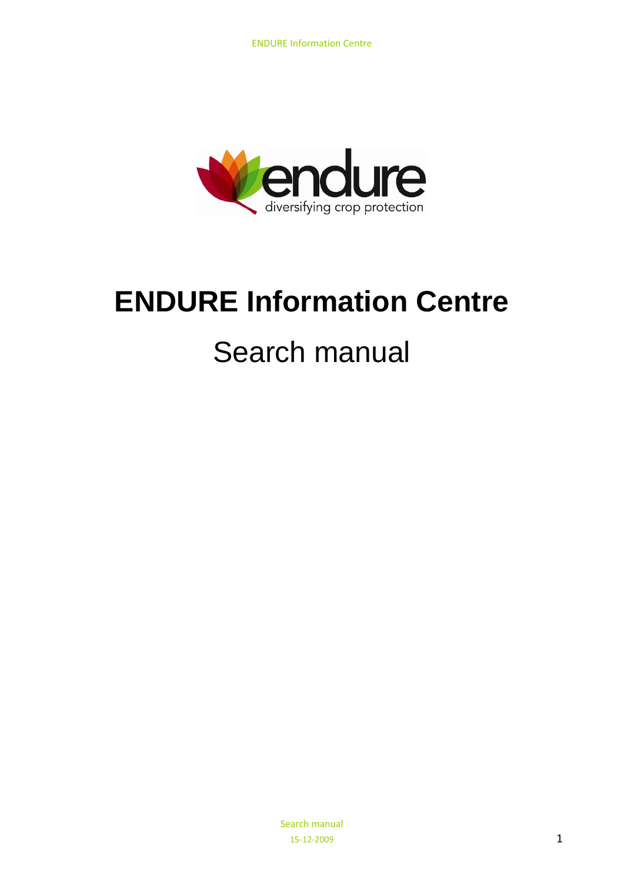# ENDURE Information Centre

## Search manual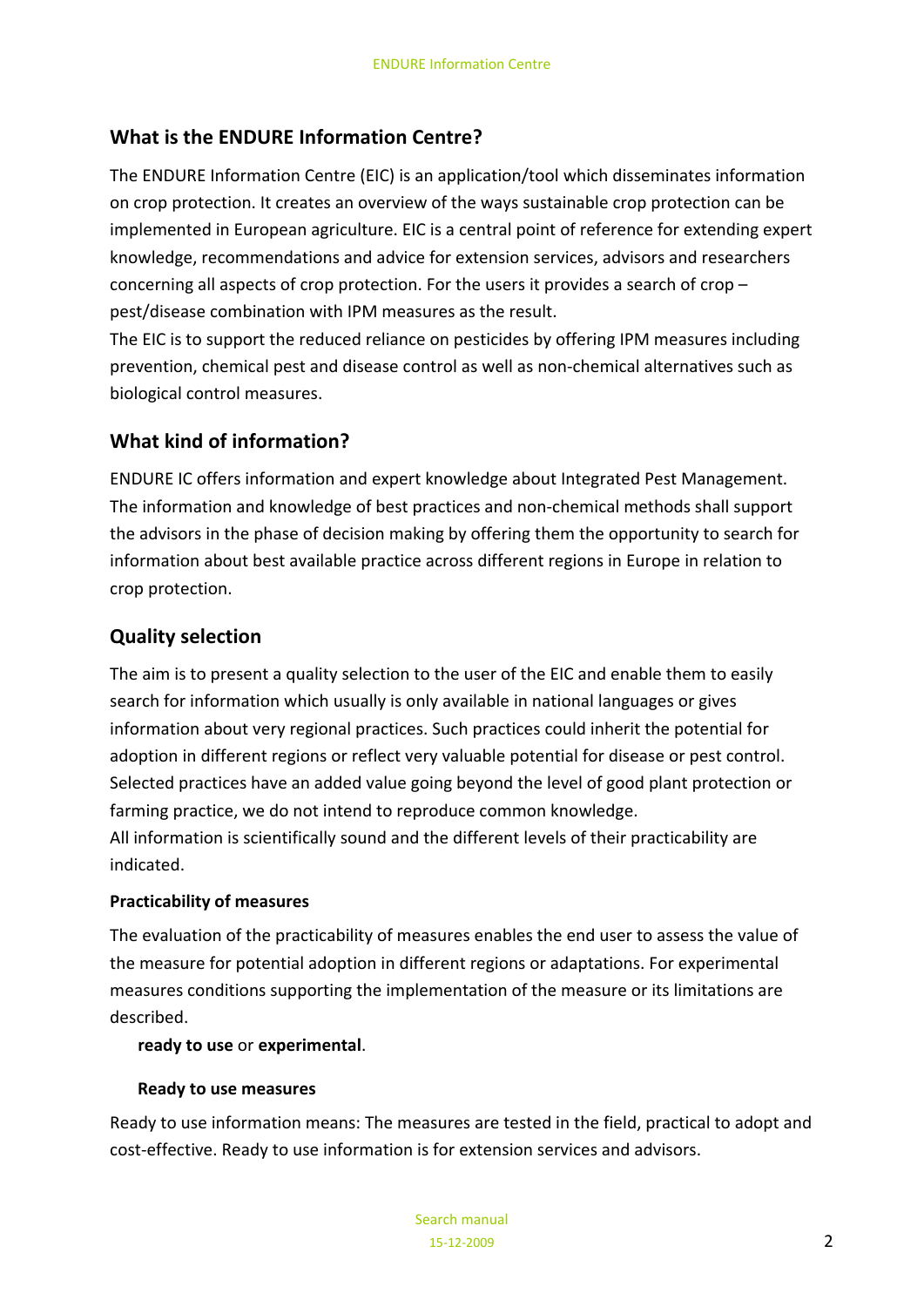## What is the ENDURE Information Centre?

The ENDURE Information Centre (EIC) is an application/tool which disseminates information on crop protection. It creates an overview of the ways sustainable crop protection can be implemented in European agriculture. EIC is a central point of reference for extending expert knowledge, recommendations and advice for extension services, advisors and researchers concerning all aspects of crop protection. For the users it provides a search of crop – pest/disease combination with IPM measures as the result.

The EIC is to support the reduced reliance on pesticides by offering IPM measures including prevention, chemical pest and disease control as well as non-chemical alternatives such as biological control measures.

## What kind of information?

ENDURE IC offers information and expert knowledge about Integrated Pest Management. The information and knowledge of best practices and non-chemical methods shall support the advisors in the phase of decision making by offering them the opportunity to search for information about best available practice across different regions in Europe in relation to crop protection.

## Quality selection

The aim is to present a quality selection to the user of the EIC and enable them to easily search for information which usually is only available in national languages or gives information about very regional practices. Such practices could inherit the potential for adoption in different regions or reflect very valuable potential for disease or pest control. Selected practices have an added value going beyond the level of good plant protection or farming practice, we do not intend to reproduce common knowledge.

All information is scientifically sound and the different levels of their practicability are indicated.

### Practicability of measures

The evaluation of the practicability of measures enables the end user to assess the value of the measure for potential adoption in different regions or adaptations. For experimental measures conditions supporting the implementation of the measure or its limitations are described.

**ready to use** or **experimental**.

#### Ready to use measures

Ready to use information means: The measures are tested in the field, practical to adopt and cost-effective. Ready to use information is for extension services and advisors.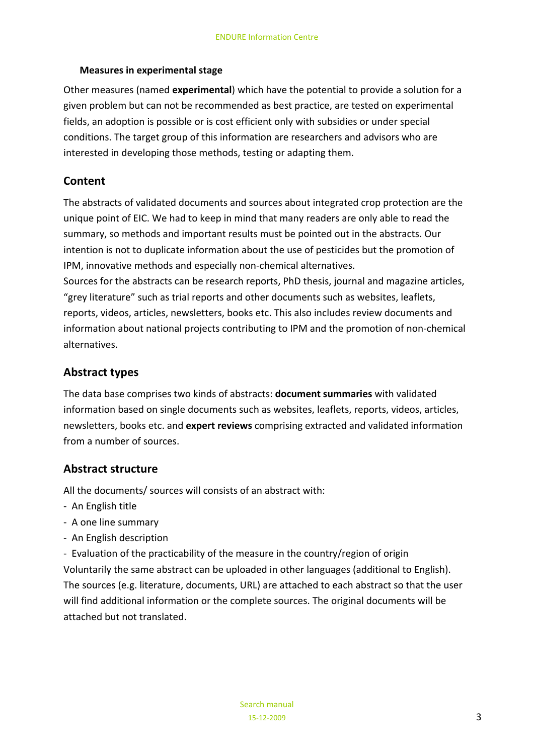### Measures in experimental stage

Other measures (named **experimental**) which have the potential to provide a solution for a given problem but can not be recommended as best practice, are tested on experimental fields, an adoption is possible or is cost efficient only with subsidies or under special conditions. The target group of this information are researchers and advisors who are interested in developing those methods, testing or adapting them.

## Content

The abstracts of validated documents and sources about integrated crop protection are the unique point of EIC. We had to keep in mind that many readers are only able to read the summary, so methods and important results must be pointed out in the abstracts. Our intention is not to duplicate information about the use of pesticides but the promotion of IPM, innovative methods and especially non-chemical alternatives.
Sources for the abstracts can be research reports, PhD thesis, journal and magazine articles, "grey literature" such as trial reports and other documents such as websites, leaflets, reports, videos, articles, newsletters, books etc. This also includes review documents and information about national projects contributing to IPM and the promotion of non-chemical alternatives.

## Abstract types

The data base comprises two kinds of abstracts: **document summaries** with validated information based on single documents such as websites, leaflets, reports, videos, articles, newsletters, books etc. and **expert reviews** comprising extracted and validated information from a number of sources.

## Abstract structure

All the documents/ sources will consists of an abstract with:

- An English title
- A one line summary
- An English description
- Evaluation of the practicability of the measure in the country/region of origin

Voluntarily the same abstract can be uploaded in other languages (additional to English). The sources (e.g. literature, documents, URL) are attached to each abstract so that the user will find additional information or the complete sources. The original documents will be attached but not translated.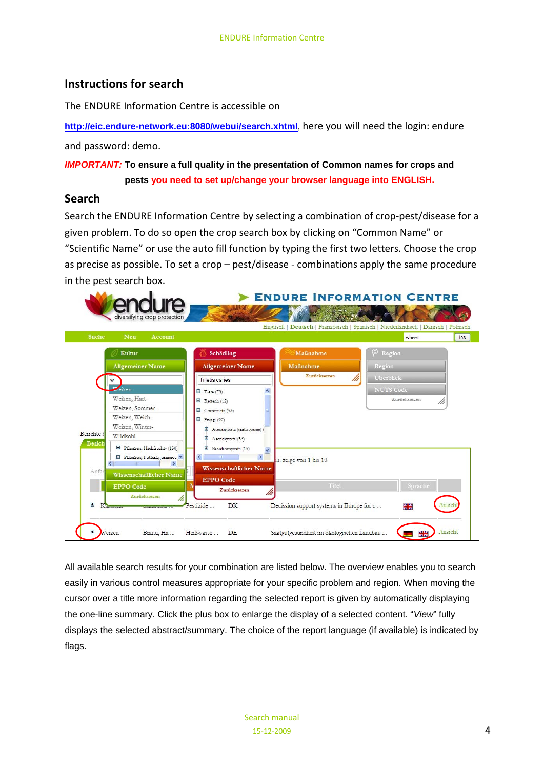## Instructions for search

The ENDURE Information Centre is accessible on

http://eic.endure-network.eu:8080/webui/search.xhtml, here you will need the login: endure and password: demo.

***IMPORTANT:*** **To ensure a full quality in the presentation of Common names for crops and pests you need to set up/change your browser language into ENGLISH.**

## Search

Search the ENDURE Information Centre by selecting a combination of crop-pest/disease for a given problem. To do so open the crop search box by clicking on "Common Name" or "Scientific Name" or use the auto fill function by typing the first two letters. Choose the crop as precise as possible. To set a crop – pest/disease - combinations apply the same procedure in the pest search box.

All available search results for your combination are listed below. The overview enables you to search easily in various control measures appropriate for your specific problem and region. When moving the cursor over a title more information regarding the selected report is given by automatically displaying the one-line summary. Click the plus box to enlarge the display of a selected content. "*View*" fully displays the selected abstract/summary. The choice of the report language (if available) is indicated by flags.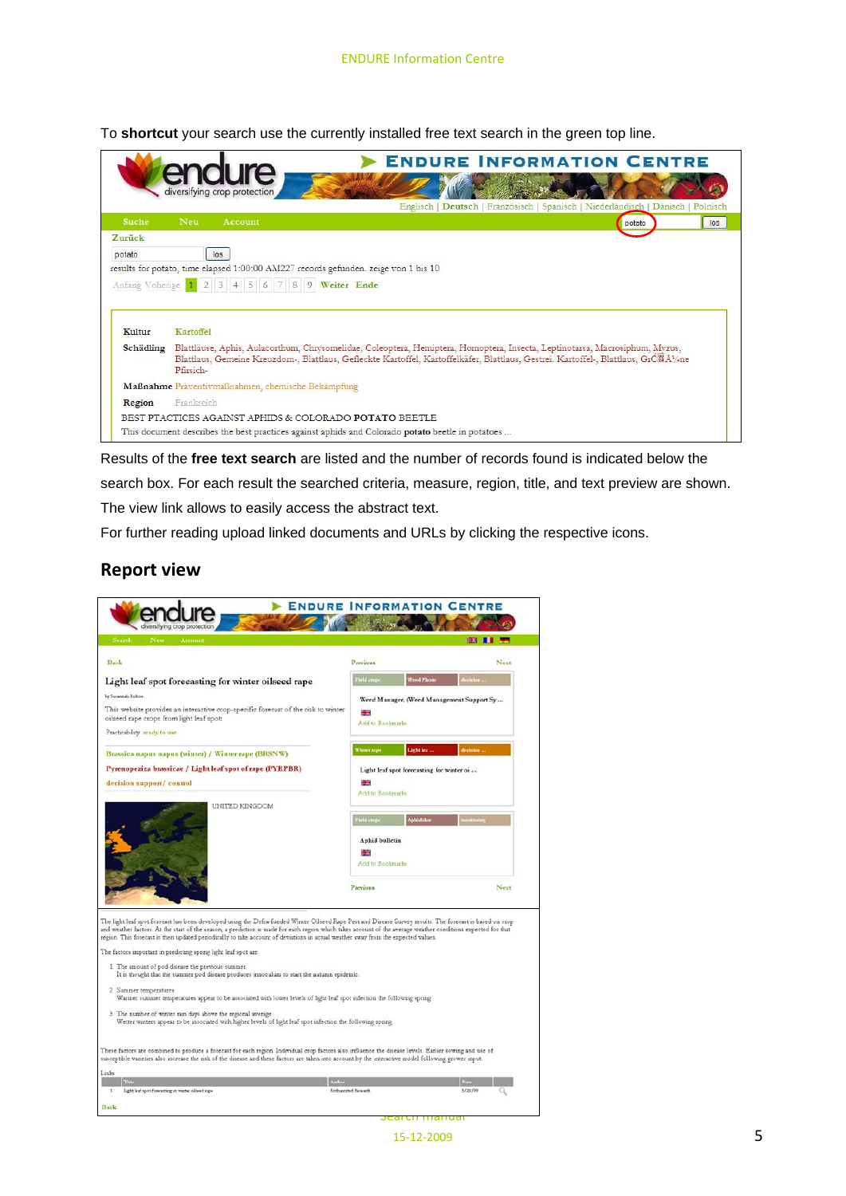To **shortcut** your search use the currently installed free text search in the green top line.

Results of the **free text search** are listed and the number of records found is indicated below the search box. For each result the searched criteria, measure, region, title, and text preview are shown. The view link allows to easily access the abstract text.

For further reading upload linked documents and URLs by clicking the respective icons.

## Report view